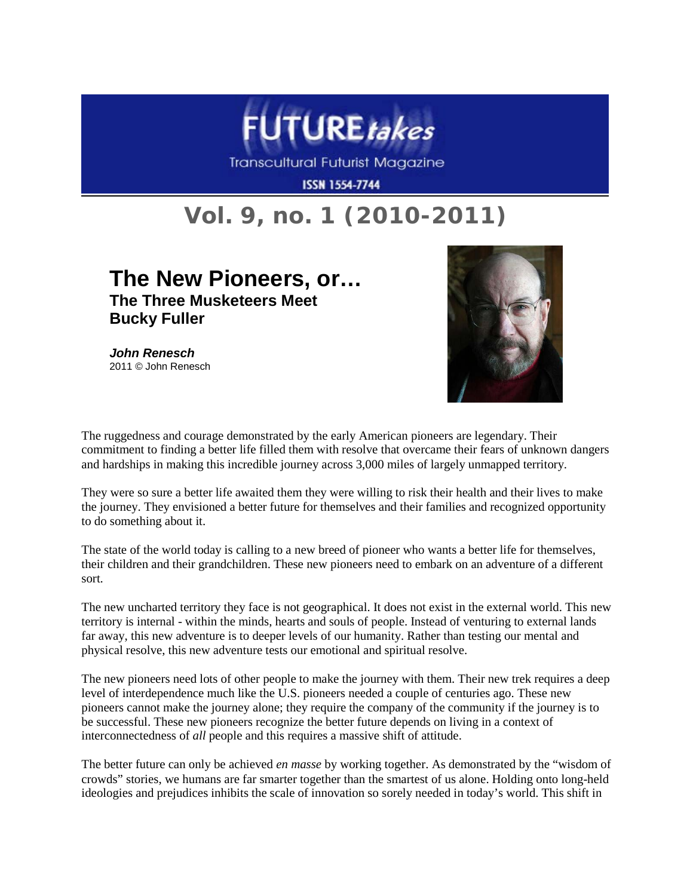# Vol. 9, no. 1 (2010-2011)

## The New Pioneers, or…
### The Three Musketeers Meet Bucky Fuller

***John Renesch***
2011 © John Renesch

The ruggedness and courage demonstrated by the early American pioneers are legendary. Their commitment to finding a better life filled them with resolve that overcame their fears of unknown dangers and hardships in making this incredible journey across 3,000 miles of largely unmapped territory.

They were so sure a better life awaited them they were willing to risk their health and their lives to make the journey. They envisioned a better future for themselves and their families and recognized opportunity to do something about it.

The state of the world today is calling to a new breed of pioneer who wants a better life for themselves, their children and their grandchildren. These new pioneers need to embark on an adventure of a different sort.

The new uncharted territory they face is not geographical. It does not exist in the external world. This new territory is internal - within the minds, hearts and souls of people. Instead of venturing to external lands far away, this new adventure is to deeper levels of our humanity. Rather than testing our mental and physical resolve, this new adventure tests our emotional and spiritual resolve.

The new pioneers need lots of other people to make the journey with them. Their new trek requires a deep level of interdependence much like the U.S. pioneers needed a couple of centuries ago. These new pioneers cannot make the journey alone; they require the company of the community if the journey is to be successful. These new pioneers recognize the better future depends on living in a context of interconnectedness of *all* people and this requires a massive shift of attitude.

The better future can only be achieved *en masse* by working together. As demonstrated by the "wisdom of crowds" stories, we humans are far smarter together than the smartest of us alone. Holding onto long-held ideologies and prejudices inhibits the scale of innovation so sorely needed in today's world. This shift in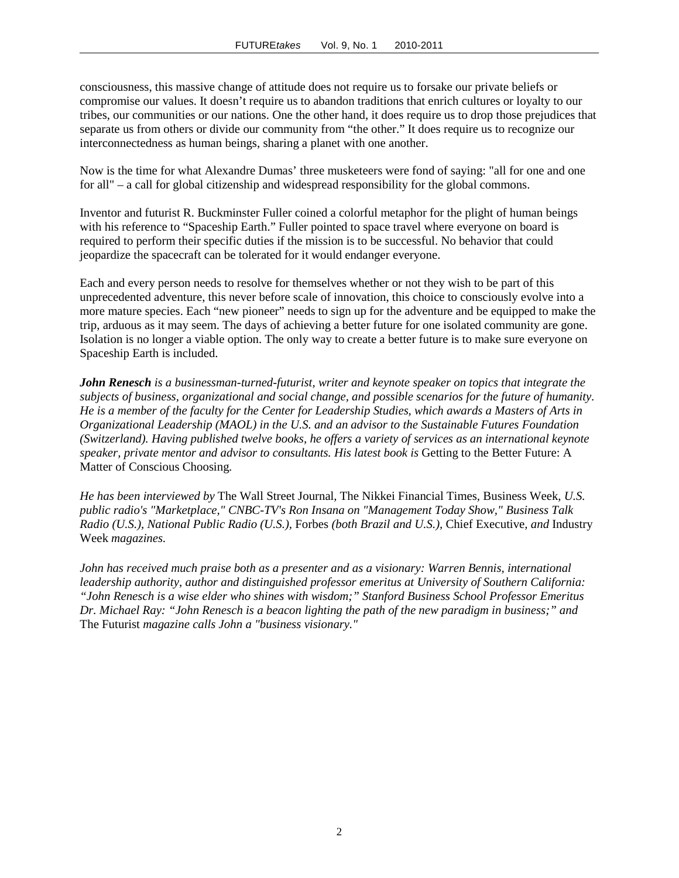consciousness, this massive change of attitude does not require us to forsake our private beliefs or compromise our values. It doesn't require us to abandon traditions that enrich cultures or loyalty to our tribes, our communities or our nations. One the other hand, it does require us to drop those prejudices that separate us from others or divide our community from "the other." It does require us to recognize our interconnectedness as human beings, sharing a planet with one another.

Now is the time for what Alexandre Dumas' three musketeers were fond of saying: "all for one and one for all" – a call for global citizenship and widespread responsibility for the global commons.

Inventor and futurist R. Buckminster Fuller coined a colorful metaphor for the plight of human beings with his reference to "Spaceship Earth." Fuller pointed to space travel where everyone on board is required to perform their specific duties if the mission is to be successful. No behavior that could jeopardize the spacecraft can be tolerated for it would endanger everyone.

Each and every person needs to resolve for themselves whether or not they wish to be part of this unprecedented adventure, this never before scale of innovation, this choice to consciously evolve into a more mature species. Each "new pioneer" needs to sign up for the adventure and be equipped to make the trip, arduous as it may seem. The days of achieving a better future for one isolated community are gone. Isolation is no longer a viable option. The only way to create a better future is to make sure everyone on Spaceship Earth is included.

***John Renesch*** *is a businessman-turned-futurist, writer and keynote speaker on topics that integrate the subjects of business, organizational and social change, and possible scenarios for the future of humanity. He is a member of the faculty for the Center for Leadership Studies, which awards a Masters of Arts in Organizational Leadership (MAOL) in the U.S. and an advisor to the Sustainable Futures Foundation (Switzerland). Having published twelve books, he offers a variety of services as an international keynote speaker, private mentor and advisor to consultants. His latest book is* Getting to the Better Future: A Matter of Conscious Choosing*.*

*He has been interviewed by* The Wall Street Journal, The Nikkei Financial Times, Business Week, *U.S. public radio's "Marketplace," CNBC-TV's Ron Insana on "Management Today Show," Business Talk Radio (U.S.), National Public Radio (U.S.),* Forbes *(both Brazil and U.S.),* Chief Executive*, and* Industry Week *magazines.*

*John has received much praise both as a presenter and as a visionary: Warren Bennis, international leadership authority, author and distinguished professor emeritus at University of Southern California: "John Renesch is a wise elder who shines with wisdom;" Stanford Business School Professor Emeritus Dr. Michael Ray: "John Renesch is a beacon lighting the path of the new paradigm in business;" and* The Futurist *magazine calls John a "business visionary."*